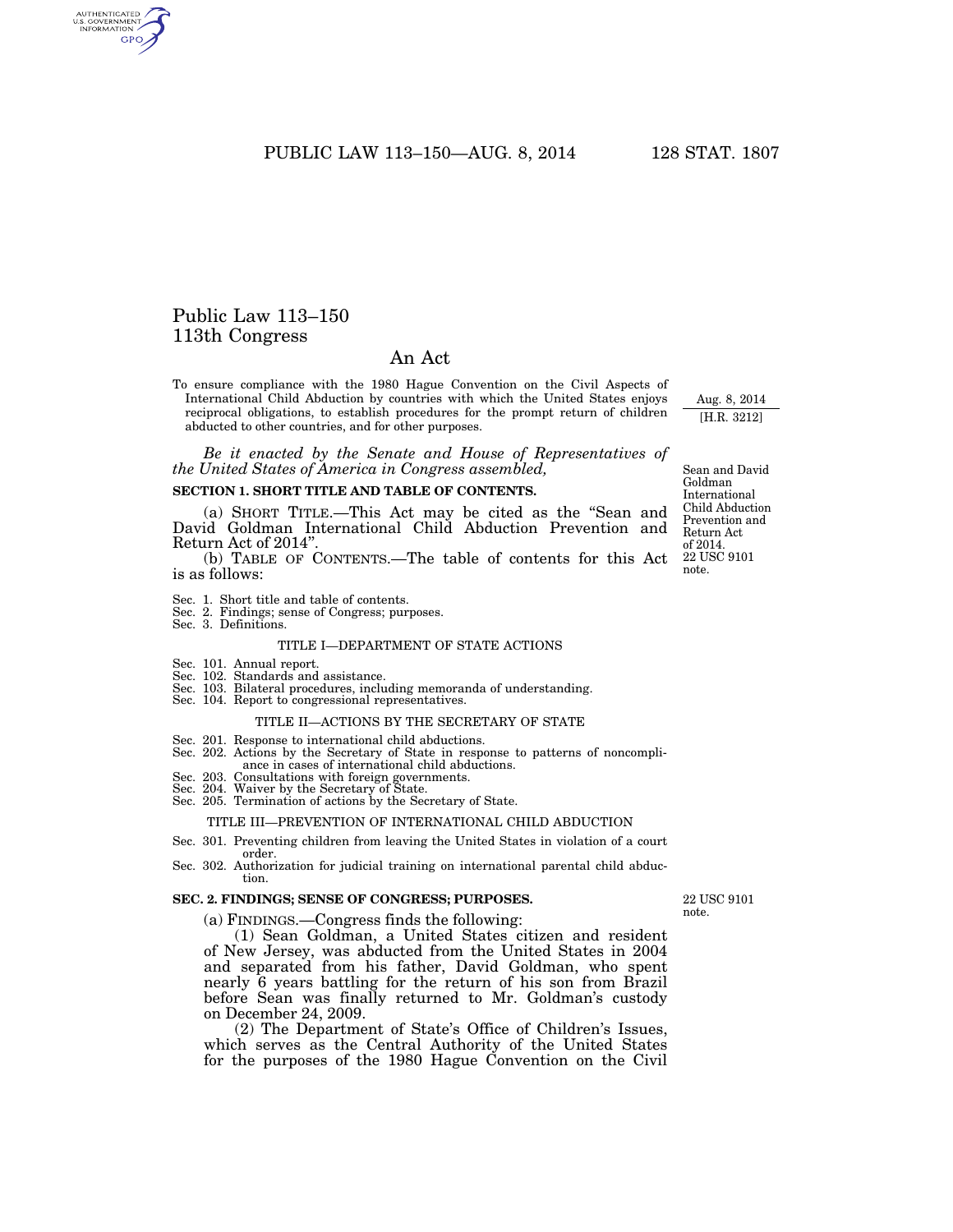# Public Law 113–150
# 113th Congress

## An Act

To ensure compliance with the 1980 Hague Convention on the Civil Aspects of International Child Abduction by countries with which the United States enjoys reciprocal obligations, to establish procedures for the prompt return of children abducted to other countries, and for other purposes.

Aug. 8, 2014

[H.R. 3212]

*Be it enacted by the Senate and House of Representatives of the United States of America in Congress assembled,*

Sean and David Goldman International Child Abduction Prevention and Return Act of 2014.
22 USC 9101 note.

**SECTION 1. SHORT TITLE AND TABLE OF CONTENTS.**

(a) SHORT TITLE.—This Act may be cited as the "Sean and David Goldman International Child Abduction Prevention and Return Act of 2014".

(b) TABLE OF CONTENTS.—The table of contents for this Act is as follows:

Sec. 1. Short title and table of contents.
Sec. 2. Findings; sense of Congress; purposes.
Sec. 3. Definitions.

TITLE I—DEPARTMENT OF STATE ACTIONS

Sec. 101. Annual report.
Sec. 102. Standards and assistance.
Sec. 103. Bilateral procedures, including memoranda of understanding.
Sec. 104. Report to congressional representatives.

TITLE II—ACTIONS BY THE SECRETARY OF STATE

Sec. 201. Response to international child abductions.
Sec. 202. Actions by the Secretary of State in response to patterns of noncompliance in cases of international child abductions.
Sec. 203. Consultations with foreign governments.
Sec. 204. Waiver by the Secretary of State.
Sec. 205. Termination of actions by the Secretary of State.

TITLE III—PREVENTION OF INTERNATIONAL CHILD ABDUCTION

Sec. 301. Preventing children from leaving the United States in violation of a court order.
Sec. 302. Authorization for judicial training on international parental child abduction.

**SEC. 2. FINDINGS; SENSE OF CONGRESS; PURPOSES.**

22 USC 9101 note.

(a) FINDINGS.—Congress finds the following:

(1) Sean Goldman, a United States citizen and resident of New Jersey, was abducted from the United States in 2004 and separated from his father, David Goldman, who spent nearly 6 years battling for the return of his son from Brazil before Sean was finally returned to Mr. Goldman's custody on December 24, 2009.

(2) The Department of State's Office of Children's Issues, which serves as the Central Authority of the United States for the purposes of the 1980 Hague Convention on the Civil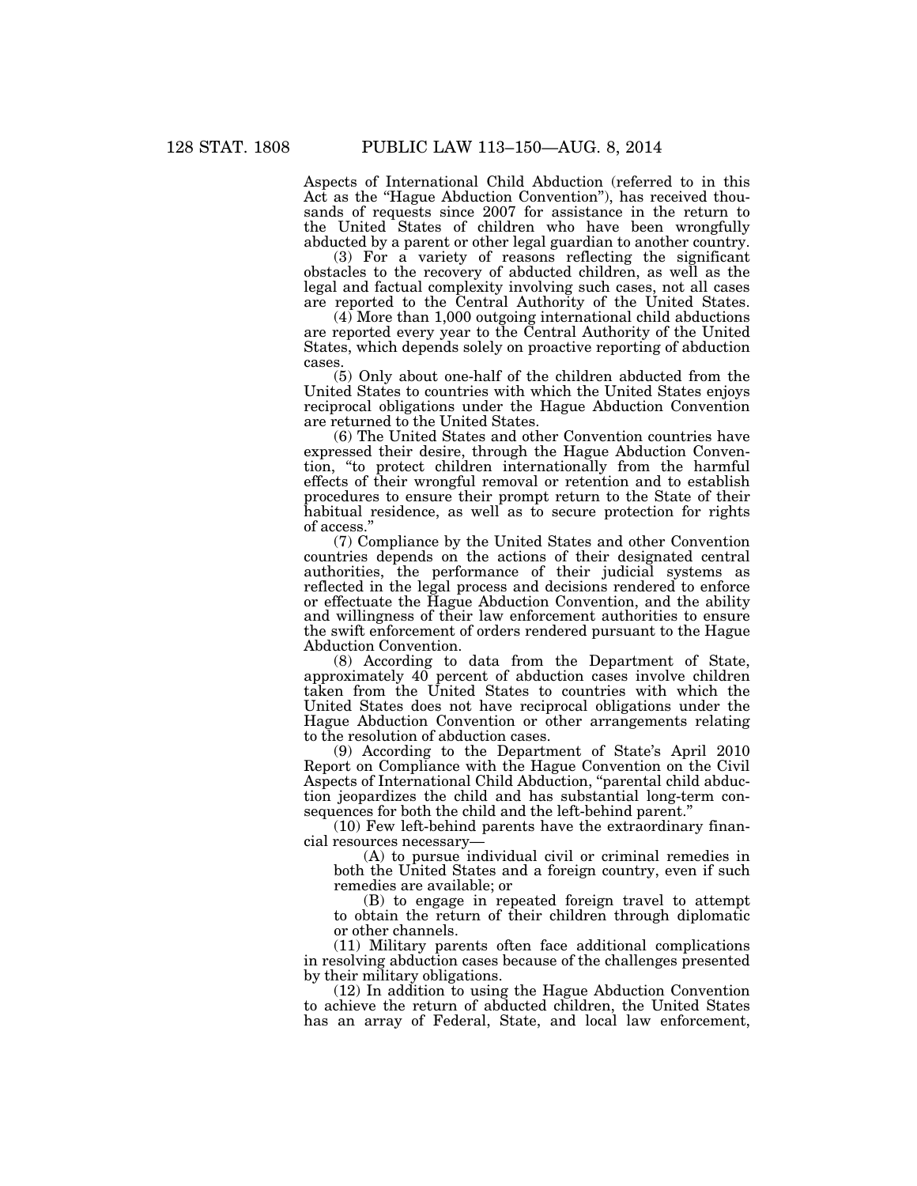Aspects of International Child Abduction (referred to in this Act as the "Hague Abduction Convention"), has received thousands of requests since 2007 for assistance in the return to the United States of children who have been wrongfully abducted by a parent or other legal guardian to another country.

(3) For a variety of reasons reflecting the significant obstacles to the recovery of abducted children, as well as the legal and factual complexity involving such cases, not all cases are reported to the Central Authority of the United States.

(4) More than 1,000 outgoing international child abductions are reported every year to the Central Authority of the United States, which depends solely on proactive reporting of abduction cases.

(5) Only about one-half of the children abducted from the United States to countries with which the United States enjoys reciprocal obligations under the Hague Abduction Convention are returned to the United States.

(6) The United States and other Convention countries have expressed their desire, through the Hague Abduction Convention, "to protect children internationally from the harmful effects of their wrongful removal or retention and to establish procedures to ensure their prompt return to the State of their habitual residence, as well as to secure protection for rights of access."

(7) Compliance by the United States and other Convention countries depends on the actions of their designated central authorities, the performance of their judicial systems as reflected in the legal process and decisions rendered to enforce or effectuate the Hague Abduction Convention, and the ability and willingness of their law enforcement authorities to ensure the swift enforcement of orders rendered pursuant to the Hague Abduction Convention.

(8) According to data from the Department of State, approximately 40 percent of abduction cases involve children taken from the United States to countries with which the United States does not have reciprocal obligations under the Hague Abduction Convention or other arrangements relating to the resolution of abduction cases.

(9) According to the Department of State's April 2010 Report on Compliance with the Hague Convention on the Civil Aspects of International Child Abduction, "parental child abduction jeopardizes the child and has substantial long-term consequences for both the child and the left-behind parent."

(10) Few left-behind parents have the extraordinary financial resources necessary—

(A) to pursue individual civil or criminal remedies in both the United States and a foreign country, even if such remedies are available; or

(B) to engage in repeated foreign travel to attempt to obtain the return of their children through diplomatic or other channels.

(11) Military parents often face additional complications in resolving abduction cases because of the challenges presented by their military obligations.

(12) In addition to using the Hague Abduction Convention to achieve the return of abducted children, the United States has an array of Federal, State, and local law enforcement,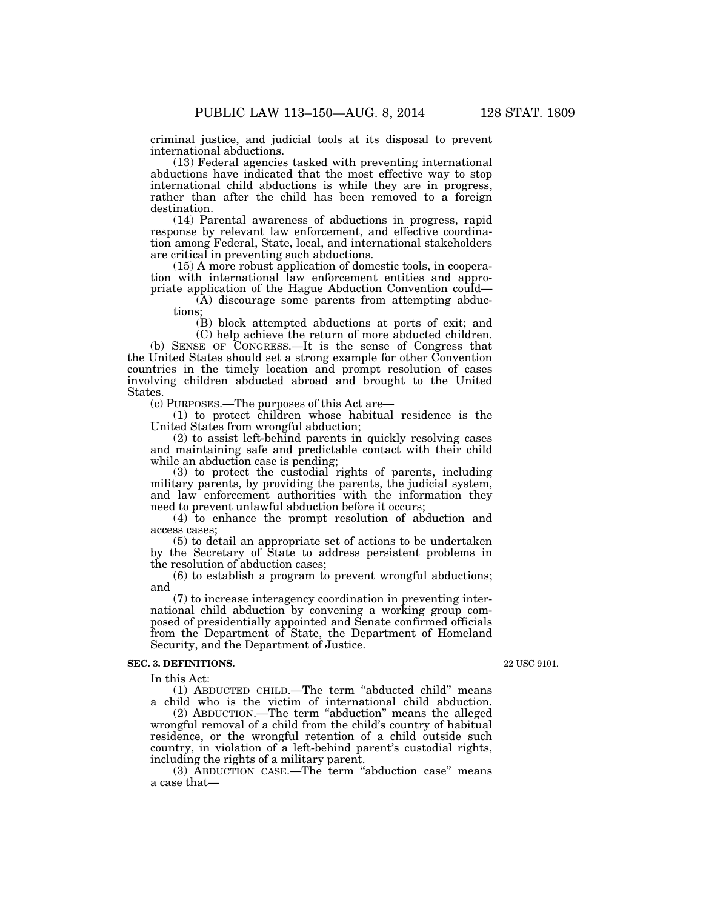criminal justice, and judicial tools at its disposal to prevent international abductions.

(13) Federal agencies tasked with preventing international abductions have indicated that the most effective way to stop international child abductions is while they are in progress, rather than after the child has been removed to a foreign destination.

(14) Parental awareness of abductions in progress, rapid response by relevant law enforcement, and effective coordination among Federal, State, local, and international stakeholders are critical in preventing such abductions.

(15) A more robust application of domestic tools, in cooperation with international law enforcement entities and appropriate application of the Hague Abduction Convention could—

(A) discourage some parents from attempting abductions;

(B) block attempted abductions at ports of exit; and

(C) help achieve the return of more abducted children.

(b) SENSE OF CONGRESS.—It is the sense of Congress that the United States should set a strong example for other Convention countries in the timely location and prompt resolution of cases involving children abducted abroad and brought to the United States.

(c) PURPOSES.—The purposes of this Act are—

(1) to protect children whose habitual residence is the United States from wrongful abduction;

(2) to assist left-behind parents in quickly resolving cases and maintaining safe and predictable contact with their child while an abduction case is pending;

(3) to protect the custodial rights of parents, including military parents, by providing the parents, the judicial system, and law enforcement authorities with the information they need to prevent unlawful abduction before it occurs;

(4) to enhance the prompt resolution of abduction and access cases;

(5) to detail an appropriate set of actions to be undertaken by the Secretary of State to address persistent problems in the resolution of abduction cases;

(6) to establish a program to prevent wrongful abductions; and

(7) to increase interagency coordination in preventing international child abduction by convening a working group composed of presidentially appointed and Senate confirmed officials from the Department of State, the Department of Homeland Security, and the Department of Justice.

**SEC. 3. DEFINITIONS.**

22 USC 9101.

In this Act:

(1) ABDUCTED CHILD.—The term "abducted child" means a child who is the victim of international child abduction.

(2) ABDUCTION.—The term "abduction" means the alleged wrongful removal of a child from the child's country of habitual residence, or the wrongful retention of a child outside such country, in violation of a left-behind parent's custodial rights, including the rights of a military parent.

(3) ABDUCTION CASE.—The term "abduction case" means a case that—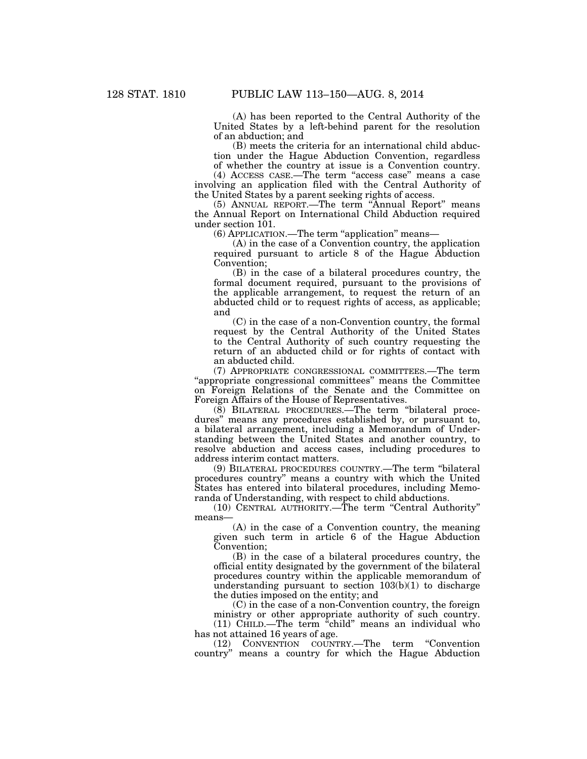(A) has been reported to the Central Authority of the United States by a left-behind parent for the resolution of an abduction; and

(B) meets the criteria for an international child abduction under the Hague Abduction Convention, regardless of whether the country at issue is a Convention country.

(4) ACCESS CASE.—The term "access case" means a case involving an application filed with the Central Authority of the United States by a parent seeking rights of access.

(5) ANNUAL REPORT.—The term "Annual Report" means the Annual Report on International Child Abduction required under section 101.

(6) APPLICATION.—The term "application" means—

(A) in the case of a Convention country, the application required pursuant to article 8 of the Hague Abduction Convention;

(B) in the case of a bilateral procedures country, the formal document required, pursuant to the provisions of the applicable arrangement, to request the return of an abducted child or to request rights of access, as applicable; and

(C) in the case of a non-Convention country, the formal request by the Central Authority of the United States to the Central Authority of such country requesting the return of an abducted child or for rights of contact with an abducted child.

(7) APPROPRIATE CONGRESSIONAL COMMITTEES.—The term "appropriate congressional committees" means the Committee on Foreign Relations of the Senate and the Committee on Foreign Affairs of the House of Representatives.

(8) BILATERAL PROCEDURES.—The term "bilateral procedures" means any procedures established by, or pursuant to, a bilateral arrangement, including a Memorandum of Understanding between the United States and another country, to resolve abduction and access cases, including procedures to address interim contact matters.

(9) BILATERAL PROCEDURES COUNTRY.—The term "bilateral procedures country" means a country with which the United States has entered into bilateral procedures, including Memoranda of Understanding, with respect to child abductions.

(10) CENTRAL AUTHORITY.—The term "Central Authority" means—

(A) in the case of a Convention country, the meaning given such term in article 6 of the Hague Abduction Convention;

(B) in the case of a bilateral procedures country, the official entity designated by the government of the bilateral procedures country within the applicable memorandum of understanding pursuant to section 103(b)(1) to discharge the duties imposed on the entity; and

(C) in the case of a non-Convention country, the foreign ministry or other appropriate authority of such country.

(11) CHILD.—The term "child" means an individual who has not attained 16 years of age.

(12) CONVENTION COUNTRY.—The term "Convention country" means a country for which the Hague Abduction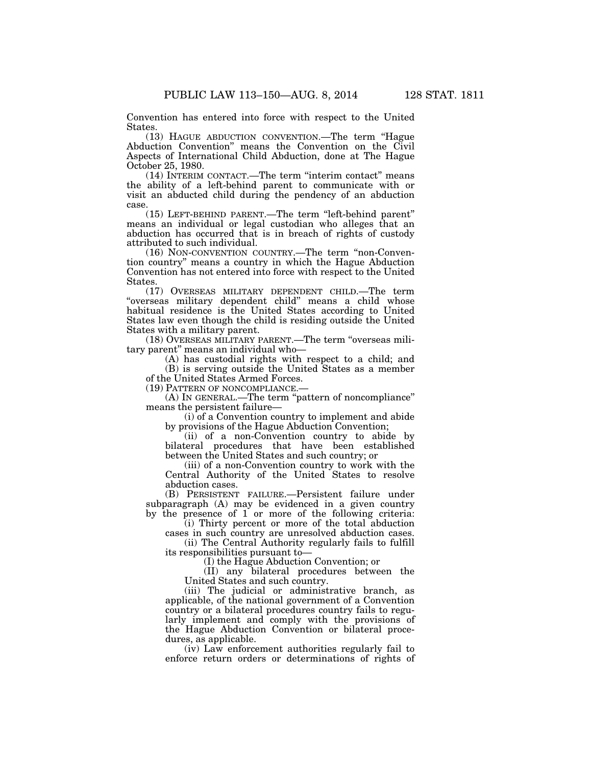Convention has entered into force with respect to the United States.

(13) HAGUE ABDUCTION CONVENTION.—The term "Hague Abduction Convention" means the Convention on the Civil Aspects of International Child Abduction, done at The Hague October 25, 1980.

(14) INTERIM CONTACT.—The term "interim contact" means the ability of a left-behind parent to communicate with or visit an abducted child during the pendency of an abduction case.

(15) LEFT-BEHIND PARENT.—The term "left-behind parent" means an individual or legal custodian who alleges that an abduction has occurred that is in breach of rights of custody attributed to such individual.

(16) NON-CONVENTION COUNTRY.—The term "non-Convention country" means a country in which the Hague Abduction Convention has not entered into force with respect to the United States.

(17) OVERSEAS MILITARY DEPENDENT CHILD.—The term "overseas military dependent child" means a child whose habitual residence is the United States according to United States law even though the child is residing outside the United States with a military parent.

(18) OVERSEAS MILITARY PARENT.—The term "overseas military parent" means an individual who—

(A) has custodial rights with respect to a child; and

(B) is serving outside the United States as a member of the United States Armed Forces.

(19) PATTERN OF NONCOMPLIANCE.—

(A) IN GENERAL.—The term "pattern of noncompliance" means the persistent failure—

(i) of a Convention country to implement and abide by provisions of the Hague Abduction Convention;

(ii) of a non-Convention country to abide by bilateral procedures that have been established between the United States and such country; or

(iii) of a non-Convention country to work with the Central Authority of the United States to resolve abduction cases.

(B) PERSISTENT FAILURE.—Persistent failure under subparagraph (A) may be evidenced in a given country by the presence of 1 or more of the following criteria:

(i) Thirty percent or more of the total abduction cases in such country are unresolved abduction cases.

(ii) The Central Authority regularly fails to fulfill its responsibilities pursuant to—

(I) the Hague Abduction Convention; or

(II) any bilateral procedures between the United States and such country.

(iii) The judicial or administrative branch, as applicable, of the national government of a Convention country or a bilateral procedures country fails to regularly implement and comply with the provisions of the Hague Abduction Convention or bilateral procedures, as applicable.

(iv) Law enforcement authorities regularly fail to enforce return orders or determinations of rights of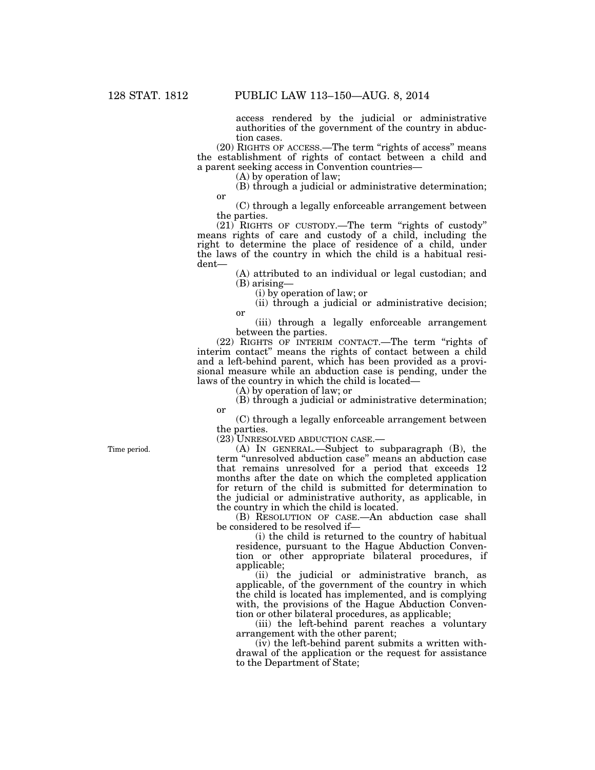access rendered by the judicial or administrative authorities of the government of the country in abduction cases.

(20) RIGHTS OF ACCESS.—The term "rights of access" means the establishment of rights of contact between a child and a parent seeking access in Convention countries—

(A) by operation of law;

(B) through a judicial or administrative determination; or

(C) through a legally enforceable arrangement between the parties.

(21) RIGHTS OF CUSTODY.—The term "rights of custody" means rights of care and custody of a child, including the right to determine the place of residence of a child, under the laws of the country in which the child is a habitual resident—

(A) attributed to an individual or legal custodian; and

(B) arising—

(i) by operation of law; or

(ii) through a judicial or administrative decision; or

(iii) through a legally enforceable arrangement between the parties.

(22) RIGHTS OF INTERIM CONTACT.—The term "rights of interim contact" means the rights of contact between a child and a left-behind parent, which has been provided as a provisional measure while an abduction case is pending, under the laws of the country in which the child is located—

(A) by operation of law; or

(B) through a judicial or administrative determination; or

(C) through a legally enforceable arrangement between the parties.

(23) UNRESOLVED ABDUCTION CASE.—

Time period.

(A) IN GENERAL.—Subject to subparagraph (B), the term "unresolved abduction case" means an abduction case that remains unresolved for a period that exceeds 12 months after the date on which the completed application for return of the child is submitted for determination to the judicial or administrative authority, as applicable, in the country in which the child is located.

(B) RESOLUTION OF CASE.—An abduction case shall be considered to be resolved if—

(i) the child is returned to the country of habitual residence, pursuant to the Hague Abduction Convention or other appropriate bilateral procedures, if applicable;

(ii) the judicial or administrative branch, as applicable, of the government of the country in which the child is located has implemented, and is complying with, the provisions of the Hague Abduction Convention or other bilateral procedures, as applicable;

(iii) the left-behind parent reaches a voluntary arrangement with the other parent;

(iv) the left-behind parent submits a written withdrawal of the application or the request for assistance to the Department of State;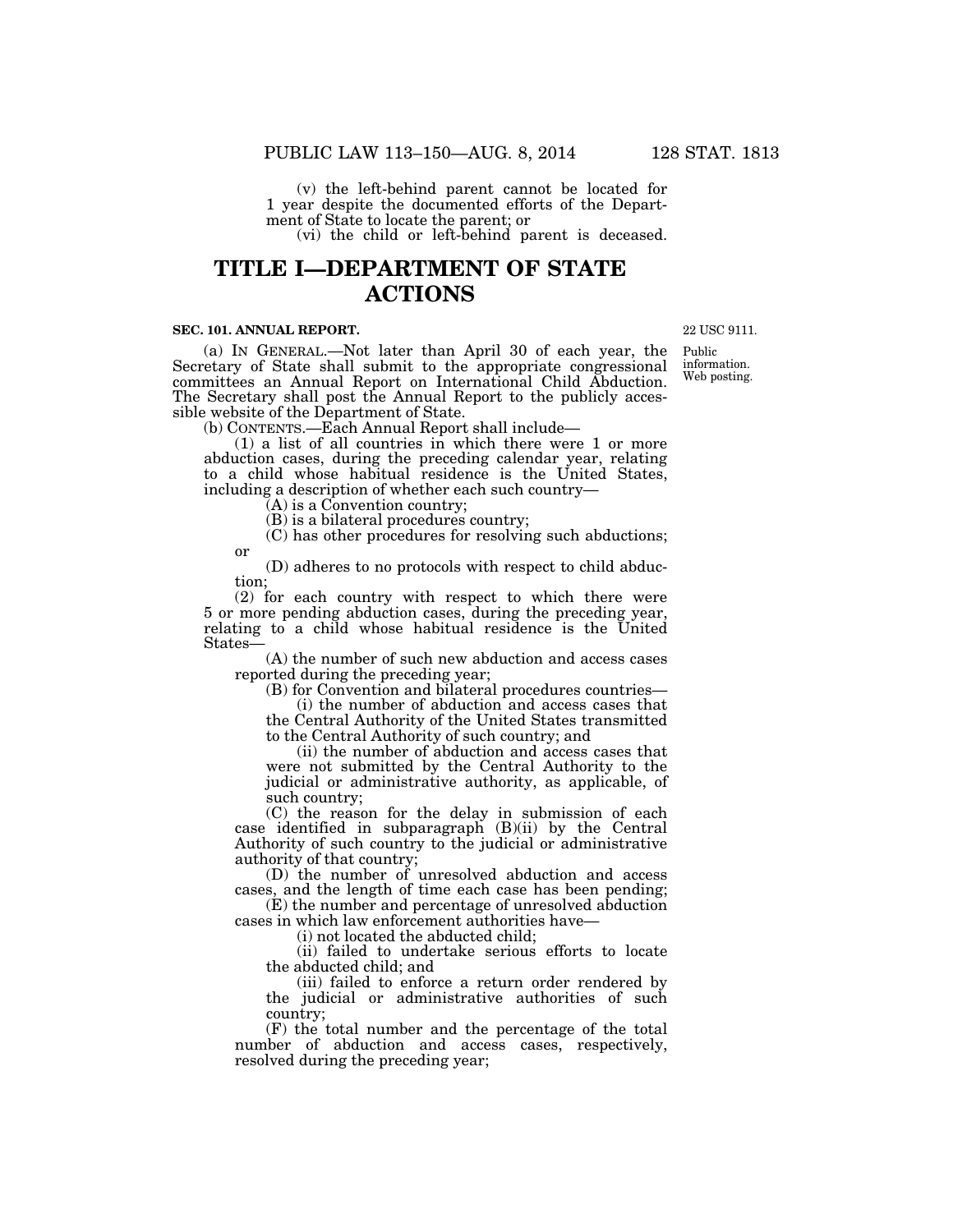(v) the left-behind parent cannot be located for 1 year despite the documented efforts of the Department of State to locate the parent; or

(vi) the child or left-behind parent is deceased.

# TITLE I—DEPARTMENT OF STATE ACTIONS

### SEC. 101. ANNUAL REPORT.

22 USC 9111.

Public information. Web posting.

(a) IN GENERAL.—Not later than April 30 of each year, the Secretary of State shall submit to the appropriate congressional committees an Annual Report on International Child Abduction. The Secretary shall post the Annual Report to the publicly accessible website of the Department of State.

(b) CONTENTS.—Each Annual Report shall include—

(1) a list of all countries in which there were 1 or more abduction cases, during the preceding calendar year, relating to a child whose habitual residence is the United States, including a description of whether each such country—

(A) is a Convention country;

(B) is a bilateral procedures country;

(C) has other procedures for resolving such abductions; or

(D) adheres to no protocols with respect to child abduction;

(2) for each country with respect to which there were 5 or more pending abduction cases, during the preceding year, relating to a child whose habitual residence is the United States—

(A) the number of such new abduction and access cases reported during the preceding year;

(B) for Convention and bilateral procedures countries—

(i) the number of abduction and access cases that the Central Authority of the United States transmitted to the Central Authority of such country; and

(ii) the number of abduction and access cases that were not submitted by the Central Authority to the judicial or administrative authority, as applicable, of such country;

(C) the reason for the delay in submission of each case identified in subparagraph (B)(ii) by the Central Authority of such country to the judicial or administrative authority of that country;

(D) the number of unresolved abduction and access cases, and the length of time each case has been pending;

(E) the number and percentage of unresolved abduction cases in which law enforcement authorities have—

(i) not located the abducted child;

(ii) failed to undertake serious efforts to locate the abducted child; and

(iii) failed to enforce a return order rendered by the judicial or administrative authorities of such country;

(F) the total number and the percentage of the total number of abduction and access cases, respectively, resolved during the preceding year;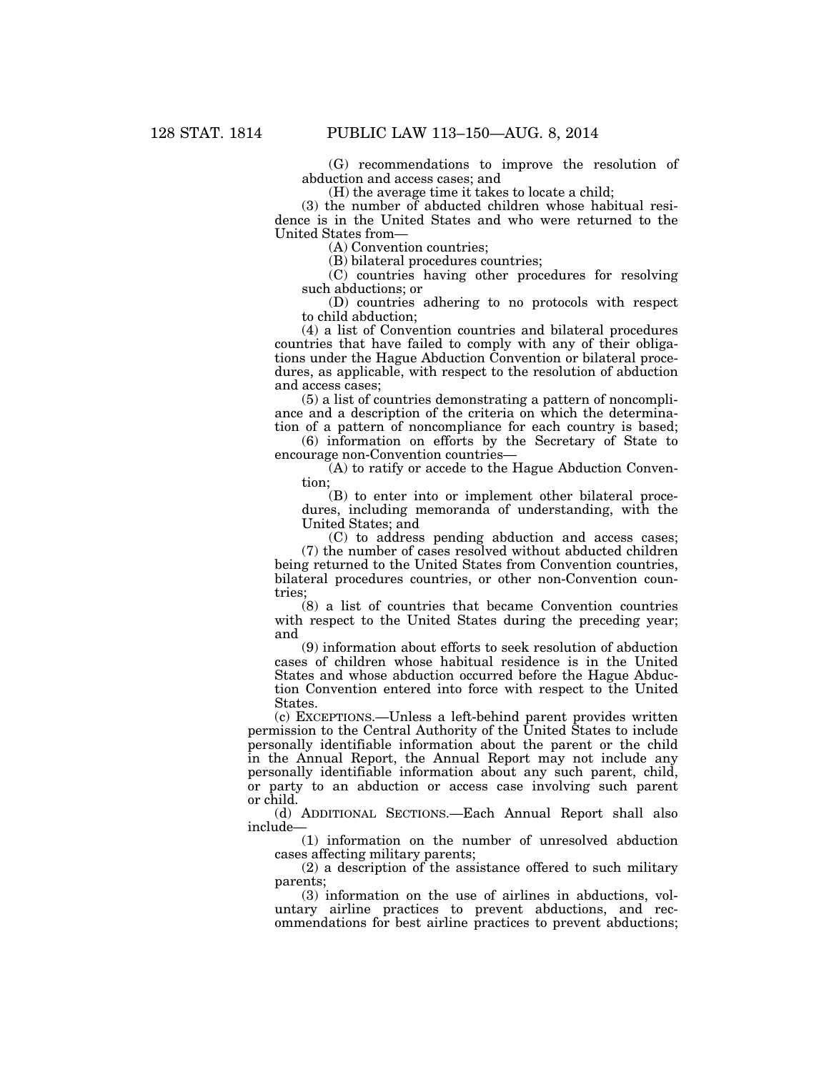(G) recommendations to improve the resolution of abduction and access cases; and

(H) the average time it takes to locate a child;

(3) the number of abducted children whose habitual residence is in the United States and who were returned to the United States from—

(A) Convention countries;

(B) bilateral procedures countries;

(C) countries having other procedures for resolving such abductions; or

(D) countries adhering to no protocols with respect to child abduction;

(4) a list of Convention countries and bilateral procedures countries that have failed to comply with any of their obligations under the Hague Abduction Convention or bilateral procedures, as applicable, with respect to the resolution of abduction and access cases;

(5) a list of countries demonstrating a pattern of noncompliance and a description of the criteria on which the determination of a pattern of noncompliance for each country is based;

(6) information on efforts by the Secretary of State to encourage non-Convention countries—

(A) to ratify or accede to the Hague Abduction Convention;

(B) to enter into or implement other bilateral procedures, including memoranda of understanding, with the United States; and

(C) to address pending abduction and access cases;

(7) the number of cases resolved without abducted children being returned to the United States from Convention countries, bilateral procedures countries, or other non-Convention countries;

(8) a list of countries that became Convention countries with respect to the United States during the preceding year; and

(9) information about efforts to seek resolution of abduction cases of children whose habitual residence is in the United States and whose abduction occurred before the Hague Abduction Convention entered into force with respect to the United States.

(c) EXCEPTIONS.—Unless a left-behind parent provides written permission to the Central Authority of the United States to include personally identifiable information about the parent or the child in the Annual Report, the Annual Report may not include any personally identifiable information about any such parent, child, or party to an abduction or access case involving such parent or child.

(d) ADDITIONAL SECTIONS.—Each Annual Report shall also include—

(1) information on the number of unresolved abduction cases affecting military parents;

(2) a description of the assistance offered to such military parents;

(3) information on the use of airlines in abductions, voluntary airline practices to prevent abductions, and recommendations for best airline practices to prevent abductions;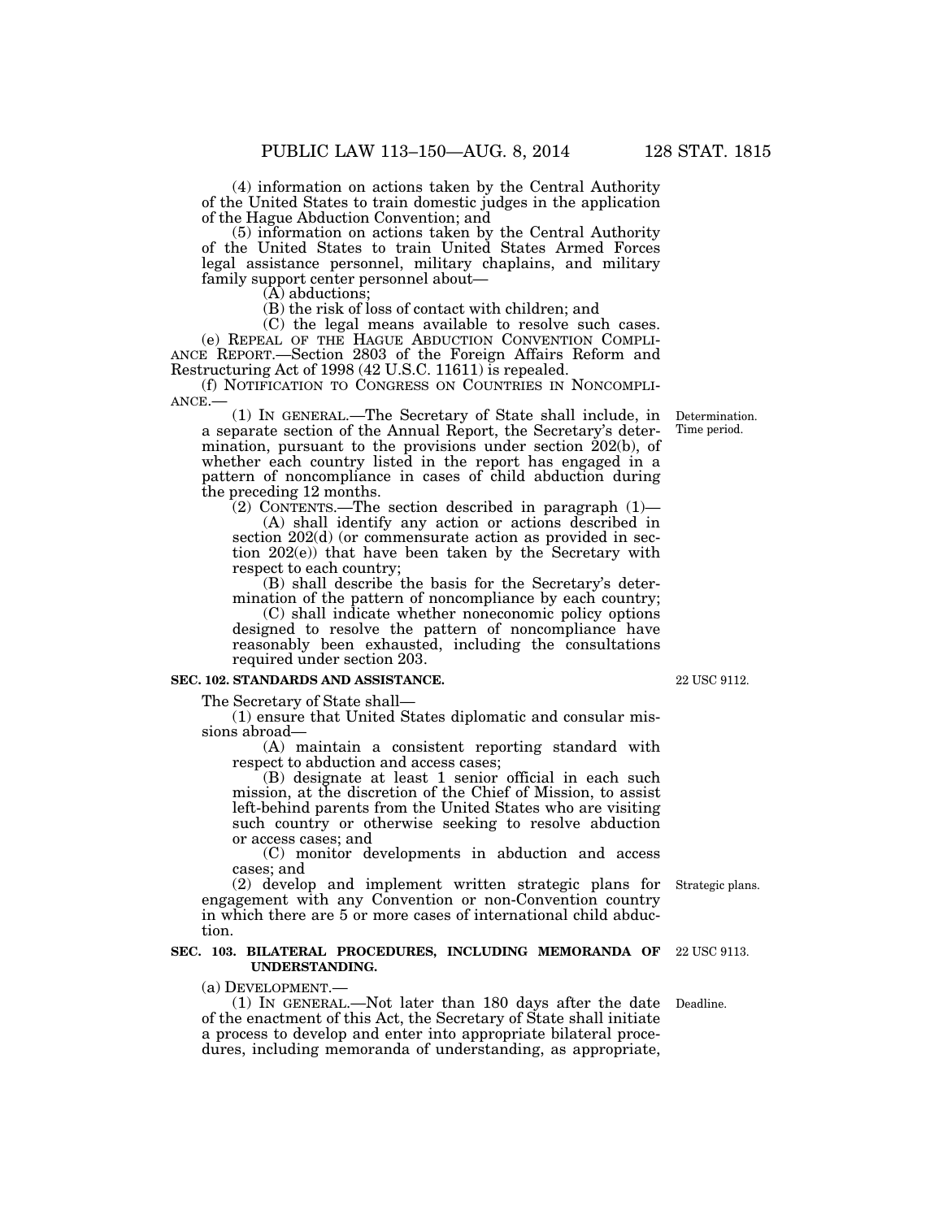(4) information on actions taken by the Central Authority of the United States to train domestic judges in the application of the Hague Abduction Convention; and

(5) information on actions taken by the Central Authority of the United States to train United States Armed Forces legal assistance personnel, military chaplains, and military family support center personnel about—

(A) abductions;

(B) the risk of loss of contact with children; and

(C) the legal means available to resolve such cases.

(e) REPEAL OF THE HAGUE ABDUCTION CONVENTION COMPLIANCE REPORT.—Section 2803 of the Foreign Affairs Reform and Restructuring Act of 1998 (42 U.S.C. 11611) is repealed.

(f) NOTIFICATION TO CONGRESS ON COUNTRIES IN NONCOMPLIANCE.—

Determination. Time period.

(1) IN GENERAL.—The Secretary of State shall include, in a separate section of the Annual Report, the Secretary's determination, pursuant to the provisions under section 202(b), of whether each country listed in the report has engaged in a pattern of noncompliance in cases of child abduction during the preceding 12 months.

(2) CONTENTS.—The section described in paragraph (1)—

(A) shall identify any action or actions described in section 202(d) (or commensurate action as provided in section 202(e)) that have been taken by the Secretary with respect to each country;

(B) shall describe the basis for the Secretary's determination of the pattern of noncompliance by each country;

(C) shall indicate whether noneconomic policy options designed to resolve the pattern of noncompliance have reasonably been exhausted, including the consultations required under section 203.

**SEC. 102. STANDARDS AND ASSISTANCE.**

22 USC 9112.

The Secretary of State shall—

(1) ensure that United States diplomatic and consular missions abroad—

(A) maintain a consistent reporting standard with respect to abduction and access cases;

(B) designate at least 1 senior official in each such mission, at the discretion of the Chief of Mission, to assist left-behind parents from the United States who are visiting such country or otherwise seeking to resolve abduction or access cases; and

(C) monitor developments in abduction and access cases; and

Strategic plans.

(2) develop and implement written strategic plans for engagement with any Convention or non-Convention country in which there are 5 or more cases of international child abduction.

**SEC. 103. BILATERAL PROCEDURES, INCLUDING MEMORANDA OF UNDERSTANDING.**

22 USC 9113.

(a) DEVELOPMENT.—

Deadline.

(1) IN GENERAL.—Not later than 180 days after the date of the enactment of this Act, the Secretary of State shall initiate a process to develop and enter into appropriate bilateral procedures, including memoranda of understanding, as appropriate,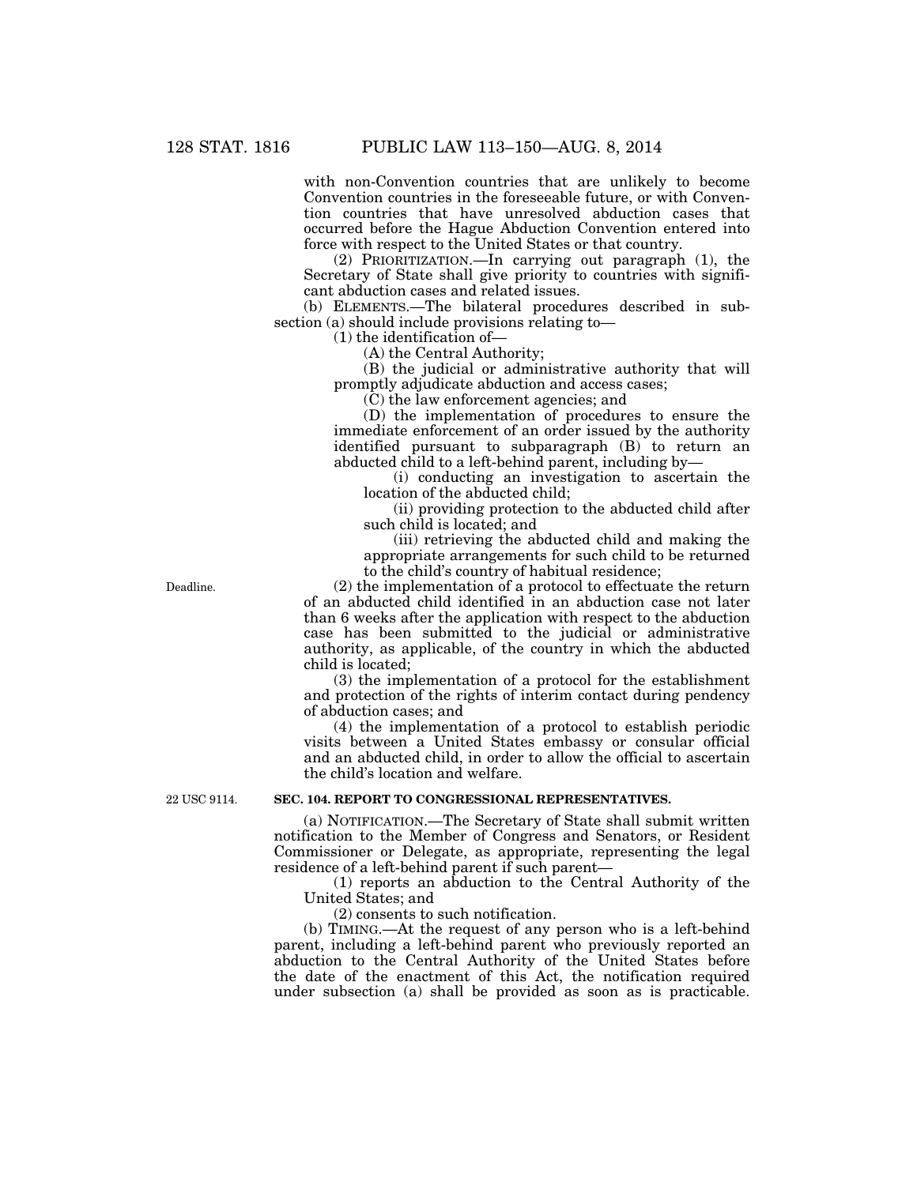with non-Convention countries that are unlikely to become Convention countries in the foreseeable future, or with Convention countries that have unresolved abduction cases that occurred before the Hague Abduction Convention entered into force with respect to the United States or that country.

(2) PRIORITIZATION.—In carrying out paragraph (1), the Secretary of State shall give priority to countries with significant abduction cases and related issues.

(b) ELEMENTS.—The bilateral procedures described in subsection (a) should include provisions relating to—

(1) the identification of—

(A) the Central Authority;

(B) the judicial or administrative authority that will promptly adjudicate abduction and access cases;

(C) the law enforcement agencies; and

(D) the implementation of procedures to ensure the immediate enforcement of an order issued by the authority identified pursuant to subparagraph (B) to return an abducted child to a left-behind parent, including by—

(i) conducting an investigation to ascertain the location of the abducted child;

(ii) providing protection to the abducted child after such child is located; and

(iii) retrieving the abducted child and making the appropriate arrangements for such child to be returned to the child's country of habitual residence;

Deadline.

(2) the implementation of a protocol to effectuate the return of an abducted child identified in an abduction case not later than 6 weeks after the application with respect to the abduction case has been submitted to the judicial or administrative authority, as applicable, of the country in which the abducted child is located;

(3) the implementation of a protocol for the establishment and protection of the rights of interim contact during pendency of abduction cases; and

(4) the implementation of a protocol to establish periodic visits between a United States embassy or consular official and an abducted child, in order to allow the official to ascertain the child's location and welfare.

22 USC 9114.

**SEC. 104. REPORT TO CONGRESSIONAL REPRESENTATIVES.**

(a) NOTIFICATION.—The Secretary of State shall submit written notification to the Member of Congress and Senators, or Resident Commissioner or Delegate, as appropriate, representing the legal residence of a left-behind parent if such parent—

(1) reports an abduction to the Central Authority of the United States; and

(2) consents to such notification.

(b) TIMING.—At the request of any person who is a left-behind parent, including a left-behind parent who previously reported an abduction to the Central Authority of the United States before the date of the enactment of this Act, the notification required under subsection (a) shall be provided as soon as is practicable.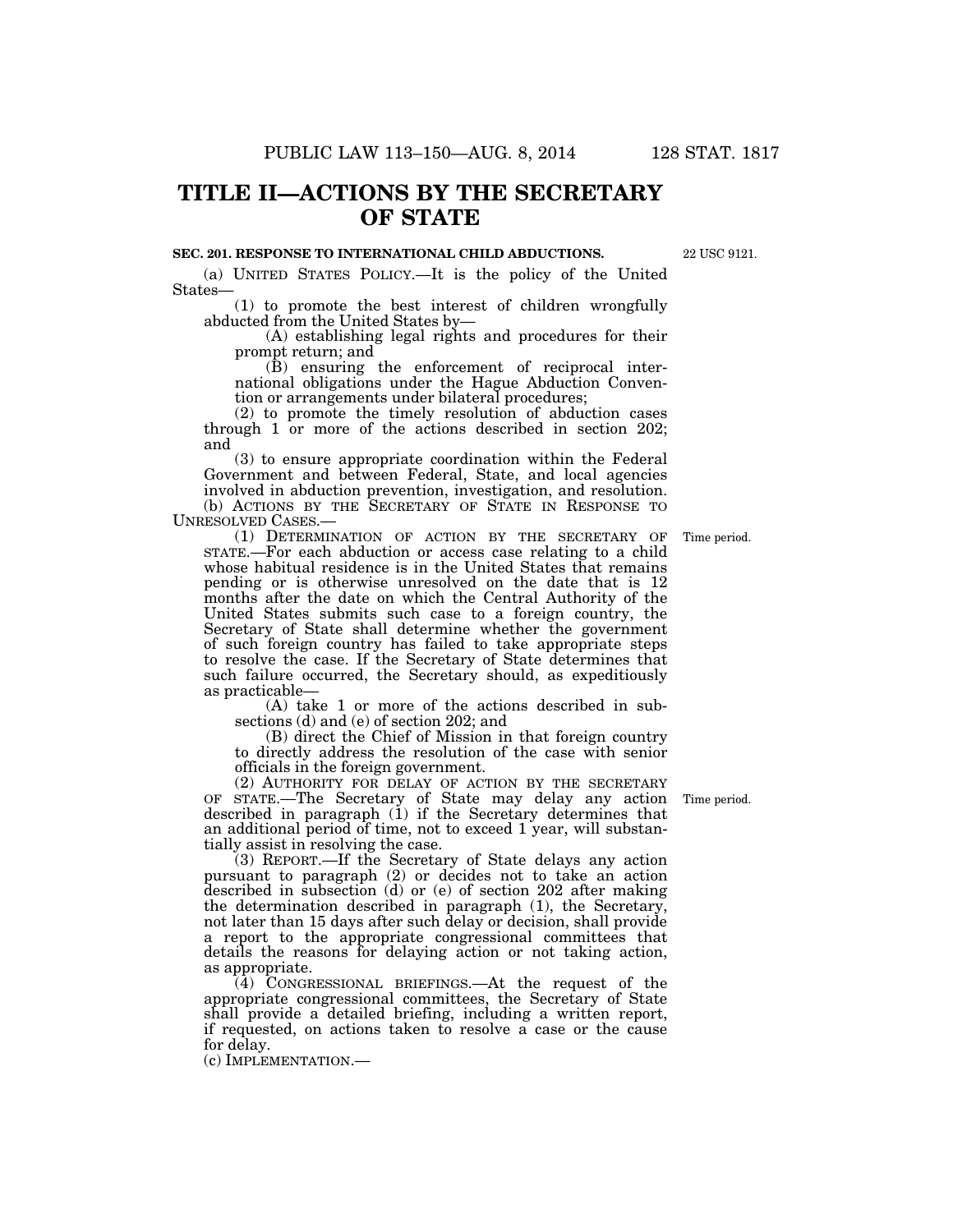# TITLE II—ACTIONS BY THE SECRETARY OF STATE

**SEC. 201. RESPONSE TO INTERNATIONAL CHILD ABDUCTIONS.**

22 USC 9121.

(a) UNITED STATES POLICY.—It is the policy of the United States—

(1) to promote the best interest of children wrongfully abducted from the United States by—

(A) establishing legal rights and procedures for their prompt return; and

(B) ensuring the enforcement of reciprocal international obligations under the Hague Abduction Convention or arrangements under bilateral procedures;

(2) to promote the timely resolution of abduction cases through 1 or more of the actions described in section 202; and

(3) to ensure appropriate coordination within the Federal Government and between Federal, State, and local agencies involved in abduction prevention, investigation, and resolution.

(b) ACTIONS BY THE SECRETARY OF STATE IN RESPONSE TO UNRESOLVED CASES.—

(1) DETERMINATION OF ACTION BY THE SECRETARY OF STATE.—For each abduction or access case relating to a child whose habitual residence is in the United States that remains pending or is otherwise unresolved on the date that is 12 months after the date on which the Central Authority of the United States submits such case to a foreign country, the Secretary of State shall determine whether the government of such foreign country has failed to take appropriate steps to resolve the case. If the Secretary of State determines that such failure occurred, the Secretary should, as expeditiously as practicable—

Time period.

(A) take 1 or more of the actions described in subsections (d) and (e) of section 202; and

(B) direct the Chief of Mission in that foreign country to directly address the resolution of the case with senior officials in the foreign government.

(2) AUTHORITY FOR DELAY OF ACTION BY THE SECRETARY OF STATE.—The Secretary of State may delay any action described in paragraph (1) if the Secretary determines that an additional period of time, not to exceed 1 year, will substantially assist in resolving the case.

Time period.

(3) REPORT.—If the Secretary of State delays any action pursuant to paragraph (2) or decides not to take an action described in subsection (d) or (e) of section 202 after making the determination described in paragraph (1), the Secretary, not later than 15 days after such delay or decision, shall provide a report to the appropriate congressional committees that details the reasons for delaying action or not taking action, as appropriate.

(4) CONGRESSIONAL BRIEFINGS.—At the request of the appropriate congressional committees, the Secretary of State shall provide a detailed briefing, including a written report, if requested, on actions taken to resolve a case or the cause for delay.

(c) IMPLEMENTATION.—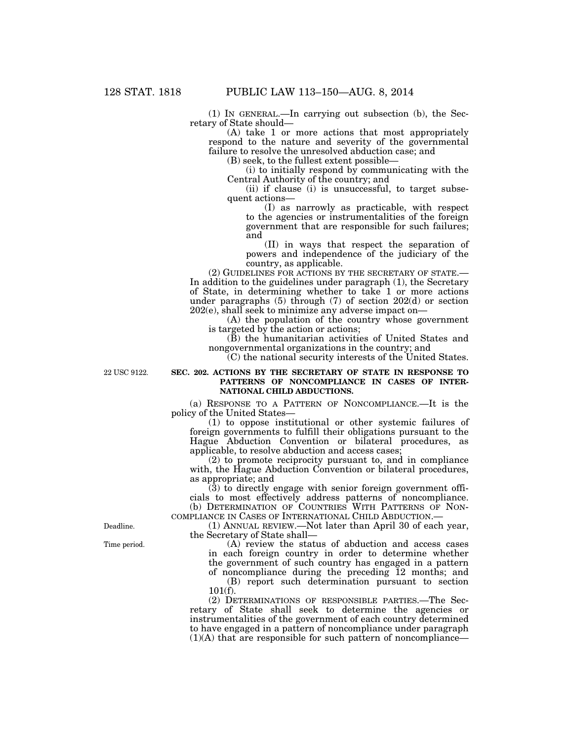(1) IN GENERAL.—In carrying out subsection (b), the Secretary of State should—

(A) take 1 or more actions that most appropriately respond to the nature and severity of the governmental failure to resolve the unresolved abduction case; and

(B) seek, to the fullest extent possible—

(i) to initially respond by communicating with the Central Authority of the country; and

(ii) if clause (i) is unsuccessful, to target subsequent actions—

(I) as narrowly as practicable, with respect to the agencies or instrumentalities of the foreign government that are responsible for such failures; and

(II) in ways that respect the separation of powers and independence of the judiciary of the country, as applicable.

(2) GUIDELINES FOR ACTIONS BY THE SECRETARY OF STATE.—In addition to the guidelines under paragraph (1), the Secretary of State, in determining whether to take 1 or more actions under paragraphs (5) through (7) of section 202(d) or section 202(e), shall seek to minimize any adverse impact on—

(A) the population of the country whose government is targeted by the action or actions;

(B) the humanitarian activities of United States and nongovernmental organizations in the country; and

(C) the national security interests of the United States.

22 USC 9122.

## SEC. 202. ACTIONS BY THE SECRETARY OF STATE IN RESPONSE TO PATTERNS OF NONCOMPLIANCE IN CASES OF INTERNATIONAL CHILD ABDUCTIONS.

(a) RESPONSE TO A PATTERN OF NONCOMPLIANCE.—It is the policy of the United States—

(1) to oppose institutional or other systemic failures of foreign governments to fulfill their obligations pursuant to the Hague Abduction Convention or bilateral procedures, as applicable, to resolve abduction and access cases;

(2) to promote reciprocity pursuant to, and in compliance with, the Hague Abduction Convention or bilateral procedures, as appropriate; and

(3) to directly engage with senior foreign government officials to most effectively address patterns of noncompliance.

(b) DETERMINATION OF COUNTRIES WITH PATTERNS OF NONCOMPLIANCE IN CASES OF INTERNATIONAL CHILD ABDUCTION.—

Deadline.

(1) ANNUAL REVIEW.—Not later than April 30 of each year, the Secretary of State shall—

Time period.

(A) review the status of abduction and access cases in each foreign country in order to determine whether the government of such country has engaged in a pattern of noncompliance during the preceding 12 months; and

(B) report such determination pursuant to section 101(f).

(2) DETERMINATIONS OF RESPONSIBLE PARTIES.—The Secretary of State shall seek to determine the agencies or instrumentalities of the government of each country determined to have engaged in a pattern of noncompliance under paragraph (1)(A) that are responsible for such pattern of noncompliance—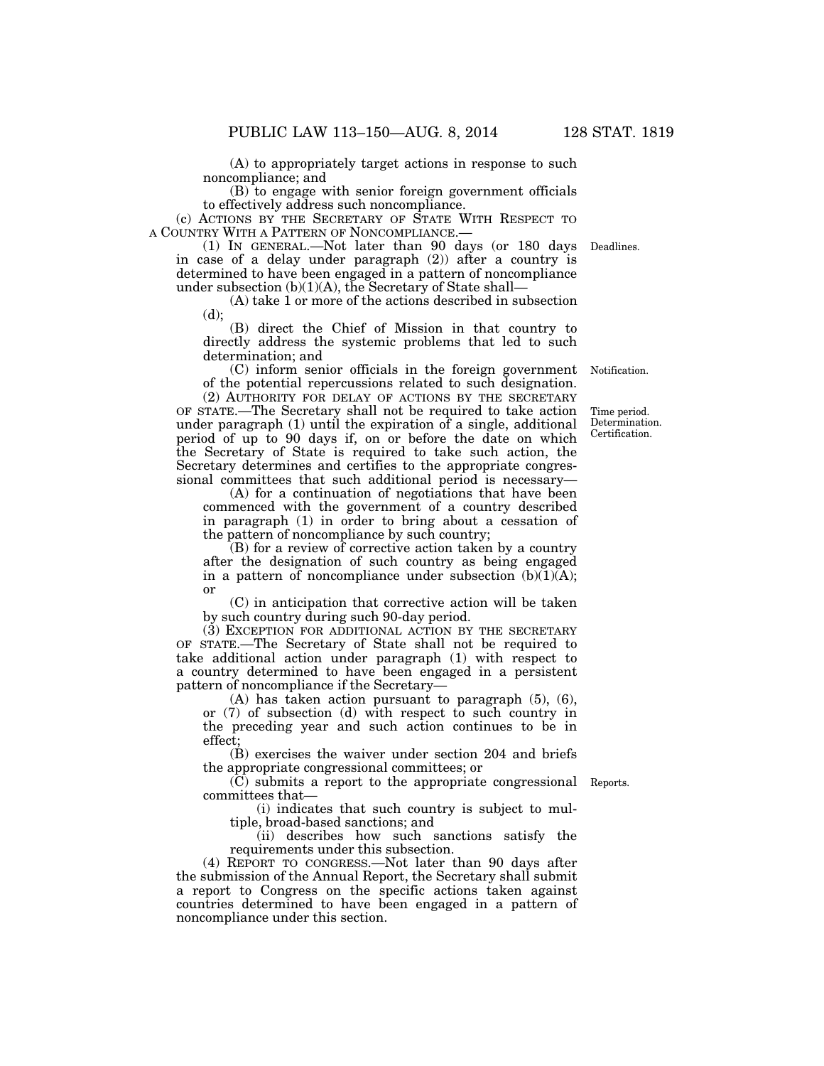(A) to appropriately target actions in response to such noncompliance; and

(B) to engage with senior foreign government officials to effectively address such noncompliance.

(c) ACTIONS BY THE SECRETARY OF STATE WITH RESPECT TO A COUNTRY WITH A PATTERN OF NONCOMPLIANCE.—

(1) IN GENERAL.—Not later than 90 days (or 180 days in case of a delay under paragraph (2)) after a country is determined to have been engaged in a pattern of noncompliance under subsection (b)(1)(A), the Secretary of State shall—

Deadlines.

(A) take 1 or more of the actions described in subsection (d);

(B) direct the Chief of Mission in that country to directly address the systemic problems that led to such determination; and

(C) inform senior officials in the foreign government of the potential repercussions related to such designation.

Notification.

(2) AUTHORITY FOR DELAY OF ACTIONS BY THE SECRETARY OF STATE.—The Secretary shall not be required to take action under paragraph (1) until the expiration of a single, additional period of up to 90 days if, on or before the date on which the Secretary of State is required to take such action, the Secretary determines and certifies to the appropriate congressional committees that such additional period is necessary—

Time period. Determination. Certification.

(A) for a continuation of negotiations that have been commenced with the government of a country described in paragraph (1) in order to bring about a cessation of the pattern of noncompliance by such country;

(B) for a review of corrective action taken by a country after the designation of such country as being engaged in a pattern of noncompliance under subsection (b)(1)(A); or

(C) in anticipation that corrective action will be taken by such country during such 90-day period.

(3) EXCEPTION FOR ADDITIONAL ACTION BY THE SECRETARY OF STATE.—The Secretary of State shall not be required to take additional action under paragraph (1) with respect to a country determined to have been engaged in a persistent pattern of noncompliance if the Secretary—

(A) has taken action pursuant to paragraph (5), (6), or (7) of subsection (d) with respect to such country in the preceding year and such action continues to be in effect;

(B) exercises the waiver under section 204 and briefs the appropriate congressional committees; or

(C) submits a report to the appropriate congressional committees that—

Reports.

(i) indicates that such country is subject to multiple, broad-based sanctions; and

(ii) describes how such sanctions satisfy the requirements under this subsection.

(4) REPORT TO CONGRESS.—Not later than 90 days after the submission of the Annual Report, the Secretary shall submit a report to Congress on the specific actions taken against countries determined to have been engaged in a pattern of noncompliance under this section.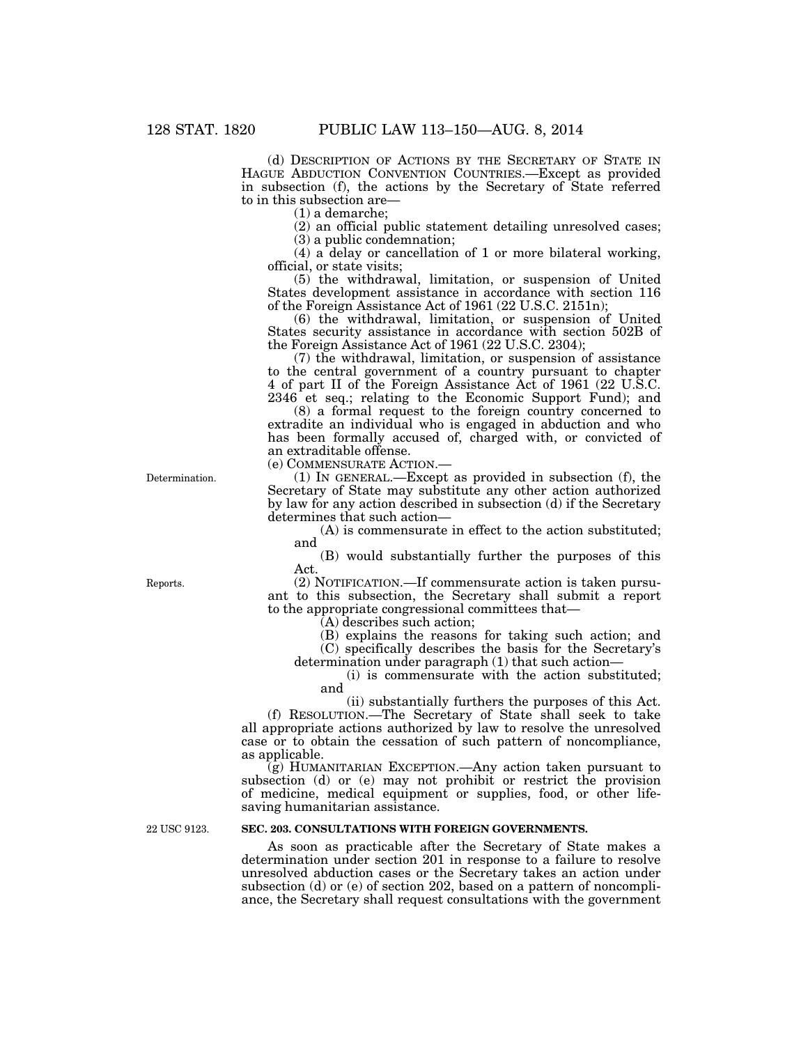(d) DESCRIPTION OF ACTIONS BY THE SECRETARY OF STATE IN HAGUE ABDUCTION CONVENTION COUNTRIES.—Except as provided in subsection (f), the actions by the Secretary of State referred to in this subsection are—

(1) a demarche;

(2) an official public statement detailing unresolved cases;

(3) a public condemnation;

(4) a delay or cancellation of 1 or more bilateral working, official, or state visits;

(5) the withdrawal, limitation, or suspension of United States development assistance in accordance with section 116 of the Foreign Assistance Act of 1961 (22 U.S.C. 2151n);

(6) the withdrawal, limitation, or suspension of United States security assistance in accordance with section 502B of the Foreign Assistance Act of 1961 (22 U.S.C. 2304);

(7) the withdrawal, limitation, or suspension of assistance to the central government of a country pursuant to chapter 4 of part II of the Foreign Assistance Act of 1961 (22 U.S.C. 2346 et seq.; relating to the Economic Support Fund); and

(8) a formal request to the foreign country concerned to extradite an individual who is engaged in abduction and who has been formally accused of, charged with, or convicted of an extraditable offense.

(e) COMMENSURATE ACTION.—

Determination.

(1) IN GENERAL.—Except as provided in subsection (f), the Secretary of State may substitute any other action authorized by law for any action described in subsection (d) if the Secretary determines that such action—

(A) is commensurate in effect to the action substituted; and

(B) would substantially further the purposes of this Act.

Reports.

(2) NOTIFICATION.—If commensurate action is taken pursuant to this subsection, the Secretary shall submit a report to the appropriate congressional committees that—

(A) describes such action;

(B) explains the reasons for taking such action; and

(C) specifically describes the basis for the Secretary's determination under paragraph (1) that such action—

(i) is commensurate with the action substituted; and

(ii) substantially furthers the purposes of this Act.

(f) RESOLUTION.—The Secretary of State shall seek to take all appropriate actions authorized by law to resolve the unresolved case or to obtain the cessation of such pattern of noncompliance, as applicable.

(g) HUMANITARIAN EXCEPTION.—Any action taken pursuant to subsection (d) or (e) may not prohibit or restrict the provision of medicine, medical equipment or supplies, food, or other life-saving humanitarian assistance.

22 USC 9123.

**SEC. 203. CONSULTATIONS WITH FOREIGN GOVERNMENTS.**

As soon as practicable after the Secretary of State makes a determination under section 201 in response to a failure to resolve unresolved abduction cases or the Secretary takes an action under subsection (d) or (e) of section 202, based on a pattern of noncompliance, the Secretary shall request consultations with the government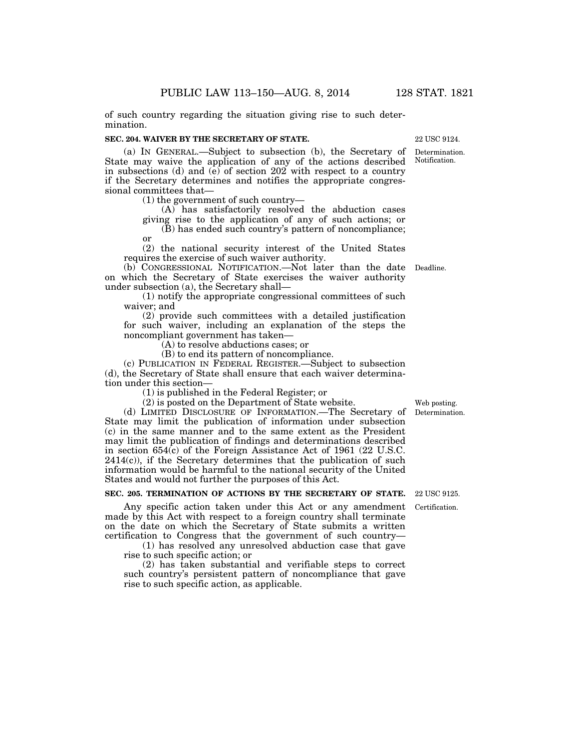of such country regarding the situation giving rise to such determination.

**SEC. 204. WAIVER BY THE SECRETARY OF STATE.**

22 USC 9124.

Determination. Notification.

(a) IN GENERAL.—Subject to subsection (b), the Secretary of State may waive the application of any of the actions described in subsections (d) and (e) of section 202 with respect to a country if the Secretary determines and notifies the appropriate congressional committees that—

(1) the government of such country—

(A) has satisfactorily resolved the abduction cases giving rise to the application of any of such actions; or

(B) has ended such country's pattern of noncompliance; or

(2) the national security interest of the United States requires the exercise of such waiver authority.

Deadline.

(b) CONGRESSIONAL NOTIFICATION.—Not later than the date on which the Secretary of State exercises the waiver authority under subsection (a), the Secretary shall—

(1) notify the appropriate congressional committees of such waiver; and

(2) provide such committees with a detailed justification for such waiver, including an explanation of the steps the noncompliant government has taken—

(A) to resolve abductions cases; or

(B) to end its pattern of noncompliance.

(c) PUBLICATION IN FEDERAL REGISTER.—Subject to subsection (d), the Secretary of State shall ensure that each waiver determination under this section—

(1) is published in the Federal Register; or

(2) is posted on the Department of State website.

Web posting. Determination.

(d) LIMITED DISCLOSURE OF INFORMATION.—The Secretary of State may limit the publication of information under subsection (c) in the same manner and to the same extent as the President may limit the publication of findings and determinations described in section 654(c) of the Foreign Assistance Act of 1961 (22 U.S.C. 2414(c)), if the Secretary determines that the publication of such information would be harmful to the national security of the United States and would not further the purposes of this Act.

**SEC. 205. TERMINATION OF ACTIONS BY THE SECRETARY OF STATE.**

22 USC 9125.

Certification.

Any specific action taken under this Act or any amendment made by this Act with respect to a foreign country shall terminate on the date on which the Secretary of State submits a written certification to Congress that the government of such country—

(1) has resolved any unresolved abduction case that gave rise to such specific action; or

(2) has taken substantial and verifiable steps to correct such country's persistent pattern of noncompliance that gave rise to such specific action, as applicable.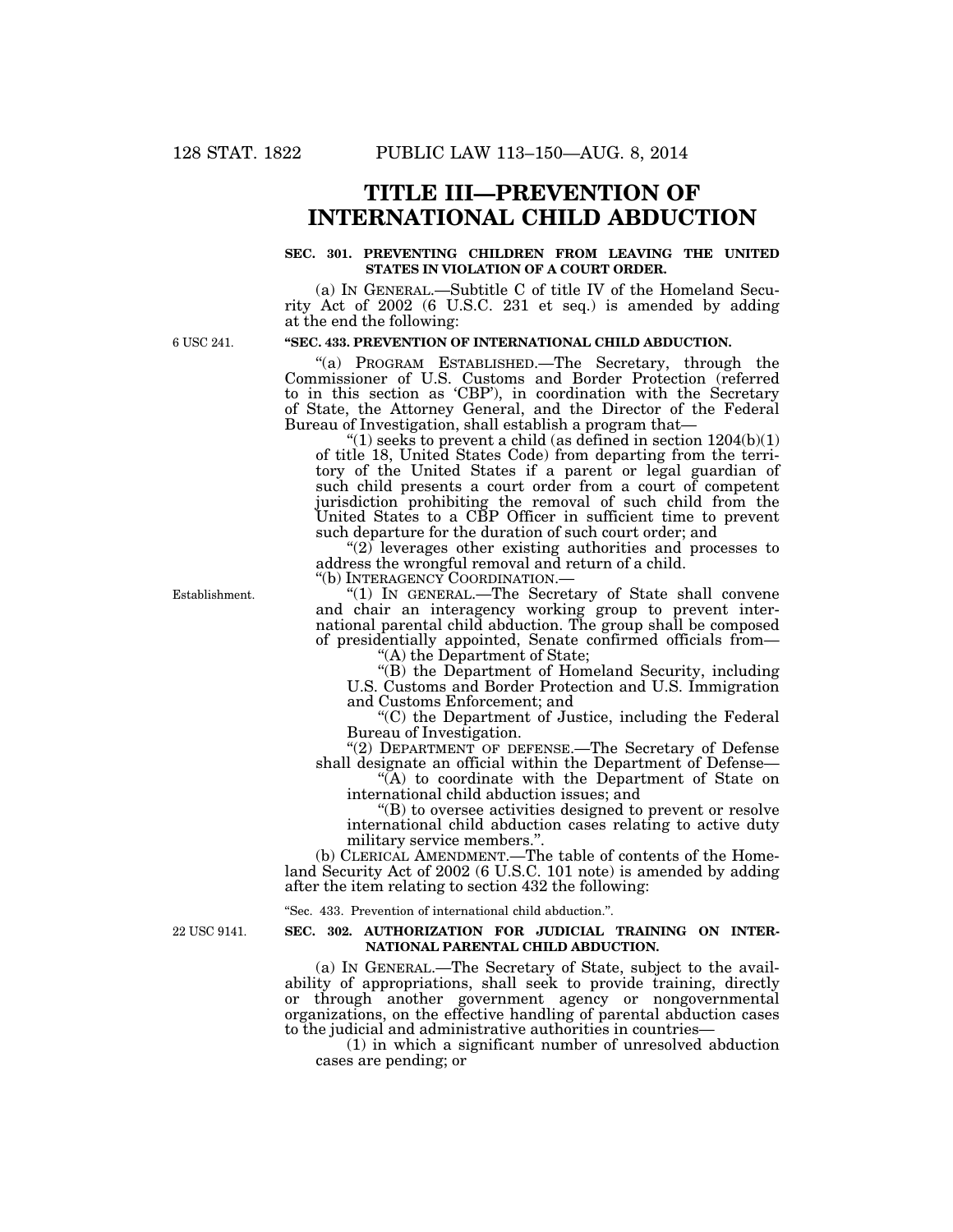# TITLE III—PREVENTION OF INTERNATIONAL CHILD ABDUCTION

### SEC. 301. PREVENTING CHILDREN FROM LEAVING THE UNITED STATES IN VIOLATION OF A COURT ORDER.

(a) IN GENERAL.—Subtitle C of title IV of the Homeland Security Act of 2002 (6 U.S.C. 231 et seq.) is amended by adding at the end the following:

6 USC 241.

**"SEC. 433. PREVENTION OF INTERNATIONAL CHILD ABDUCTION.**

"(a) PROGRAM ESTABLISHED.—The Secretary, through the Commissioner of U.S. Customs and Border Protection (referred to in this section as 'CBP'), in coordination with the Secretary of State, the Attorney General, and the Director of the Federal Bureau of Investigation, shall establish a program that—

"(1) seeks to prevent a child (as defined in section 1204(b)(1) of title 18, United States Code) from departing from the territory of the United States if a parent or legal guardian of such child presents a court order from a court of competent jurisdiction prohibiting the removal of such child from the United States to a CBP Officer in sufficient time to prevent such departure for the duration of such court order; and

"(2) leverages other existing authorities and processes to address the wrongful removal and return of a child.

"(b) INTERAGENCY COORDINATION.—

Establishment.

"(1) IN GENERAL.—The Secretary of State shall convene and chair an interagency working group to prevent international parental child abduction. The group shall be composed of presidentially appointed, Senate confirmed officials from—

"(A) the Department of State;

"(B) the Department of Homeland Security, including U.S. Customs and Border Protection and U.S. Immigration and Customs Enforcement; and

"(C) the Department of Justice, including the Federal Bureau of Investigation.

"(2) DEPARTMENT OF DEFENSE.—The Secretary of Defense shall designate an official within the Department of Defense—

"(A) to coordinate with the Department of State on international child abduction issues; and

"(B) to oversee activities designed to prevent or resolve international child abduction cases relating to active duty military service members.".

(b) CLERICAL AMENDMENT.—The table of contents of the Homeland Security Act of 2002 (6 U.S.C. 101 note) is amended by adding after the item relating to section 432 the following:

"Sec. 433. Prevention of international child abduction.".

22 USC 9141.

### SEC. 302. AUTHORIZATION FOR JUDICIAL TRAINING ON INTERNATIONAL PARENTAL CHILD ABDUCTION.

(a) IN GENERAL.—The Secretary of State, subject to the availability of appropriations, shall seek to provide training, directly or through another government agency or nongovernmental organizations, on the effective handling of parental abduction cases to the judicial and administrative authorities in countries—

(1) in which a significant number of unresolved abduction cases are pending; or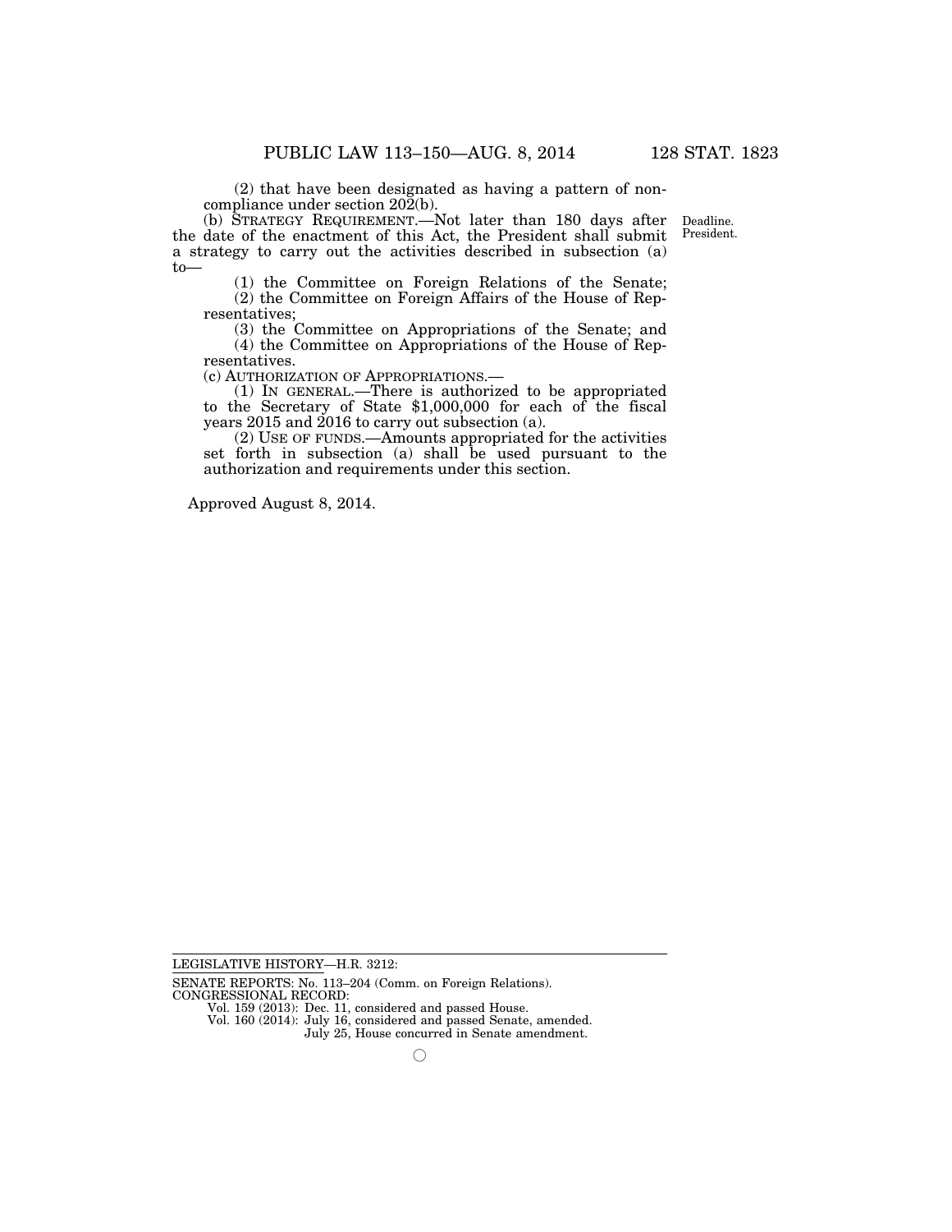(2) that have been designated as having a pattern of noncompliance under section 202(b).

(b) STRATEGY REQUIREMENT.—Not later than 180 days after the date of the enactment of this Act, the President shall submit a strategy to carry out the activities described in subsection (a) to—

Deadline. President.

(1) the Committee on Foreign Relations of the Senate;

(2) the Committee on Foreign Affairs of the House of Representatives;

(3) the Committee on Appropriations of the Senate; and

(4) the Committee on Appropriations of the House of Representatives.

(c) AUTHORIZATION OF APPROPRIATIONS.—

(1) IN GENERAL.—There is authorized to be appropriated to the Secretary of State $1,000,000 for each of the fiscal years 2015 and 2016 to carry out subsection (a).

(2) USE OF FUNDS.—Amounts appropriated for the activities set forth in subsection (a) shall be used pursuant to the authorization and requirements under this section.

Approved August 8, 2014.

LEGISLATIVE HISTORY—H.R. 3212:

SENATE REPORTS: No. 113–204 (Comm. on Foreign Relations).
CONGRESSIONAL RECORD:
Vol. 159 (2013): Dec. 11, considered and passed House.
Vol. 160 (2014): July 16, considered and passed Senate, amended.
July 25, House concurred in Senate amendment.